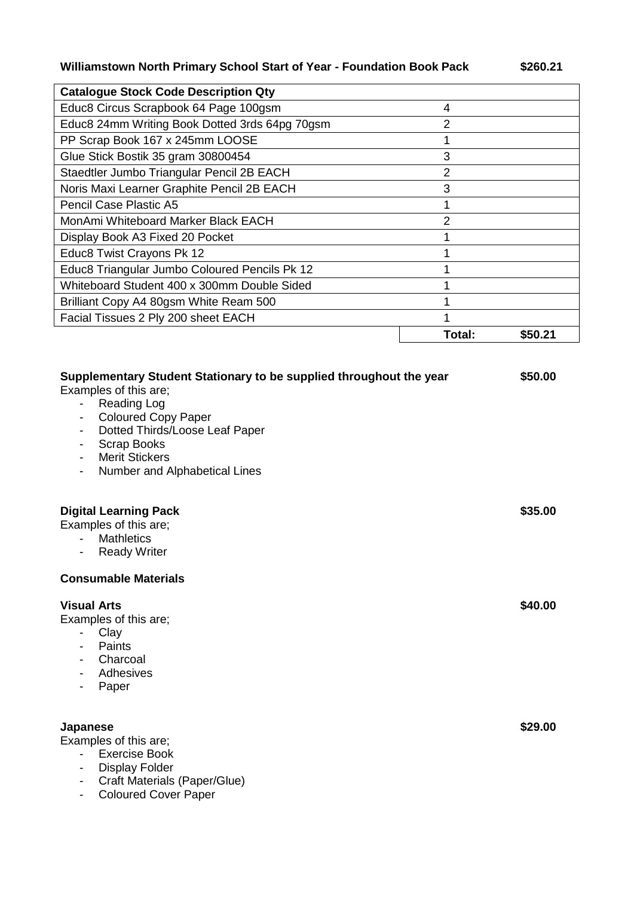**Williamstown North Primary School Start of Year - Foundation Book Pack $260.21**

| Catalogue Stock Code Description Qty | | |
|---|---|---|
| Educ8 Circus Scrapbook 64 Page 100gsm | 4 | |
| Educ8 24mm Writing Book Dotted 3rds 64pg 70gsm | 2 | |
| PP Scrap Book 167 x 245mm LOOSE | 1 | |
| Glue Stick Bostik 35 gram 30800454 | 3 | |
| Staedtler Jumbo Triangular Pencil 2B EACH | 2 | |
| Noris Maxi Learner Graphite Pencil 2B EACH | 3 | |
| Pencil Case Plastic A5 | 1 | |
| MonAmi Whiteboard Marker Black EACH | 2 | |
| Display Book A3 Fixed 20 Pocket | 1 | |
| Educ8 Twist Crayons Pk 12 | 1 | |
| Educ8 Triangular Jumbo Coloured Pencils Pk 12 | 1 | |
| Whiteboard Student 400 x 300mm Double Sided | 1 | |
| Brilliant Copy A4 80gsm White Ream 500 | 1 | |
| Facial Tissues 2 Ply 200 sheet EACH | 1 | |
| | **Total:** | **$50.21** |

**Supplementary Student Stationary to be supplied throughout the year** **$50.00**

Examples of this are;

- Reading Log
- Coloured Copy Paper
- Dotted Thirds/Loose Leaf Paper
- Scrap Books
- Merit Stickers
- Number and Alphabetical Lines

**Digital Learning Pack** **$35.00**

Examples of this are;

- Mathletics
- Ready Writer

**Consumable Materials**

**Visual Arts** **$40.00**

Examples of this are;

- Clay
- Paints
- Charcoal
- Adhesives
- Paper

**Japanese** **$29.00**

Examples of this are;

- Exercise Book
- Display Folder
- Craft Materials (Paper/Glue)
- Coloured Cover Paper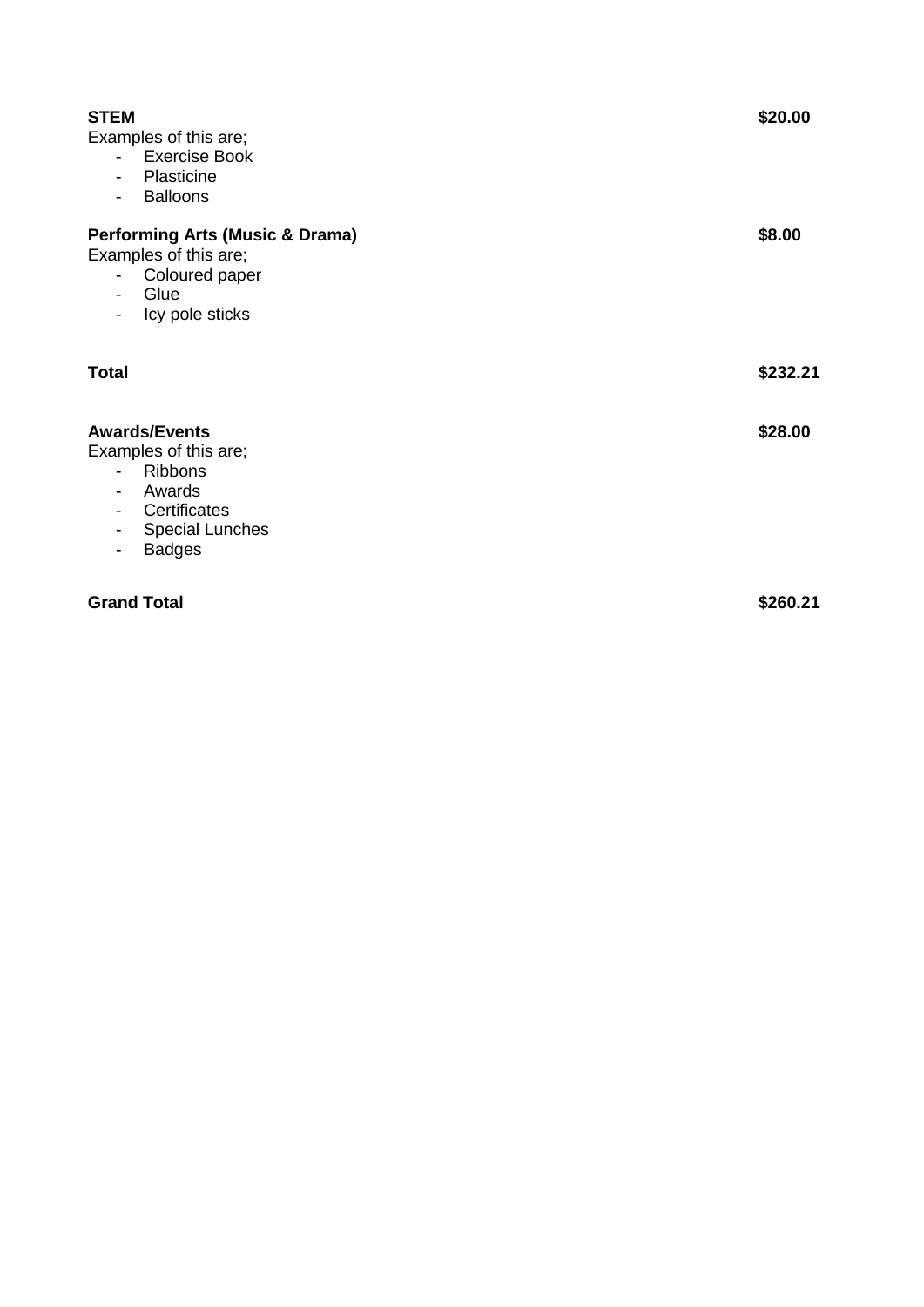**STEM** **$20.00**

Examples of this are;

- Exercise Book
- Plasticine
- Balloons

**Performing Arts (Music & Drama)** **$8.00**

Examples of this are;

- Coloured paper
- Glue
- Icy pole sticks

**Total** **$232.21**

**Awards/Events** **$28.00**

Examples of this are;

- Ribbons
- Awards
- Certificates
- Special Lunches
- Badges

**Grand Total** **$260.21**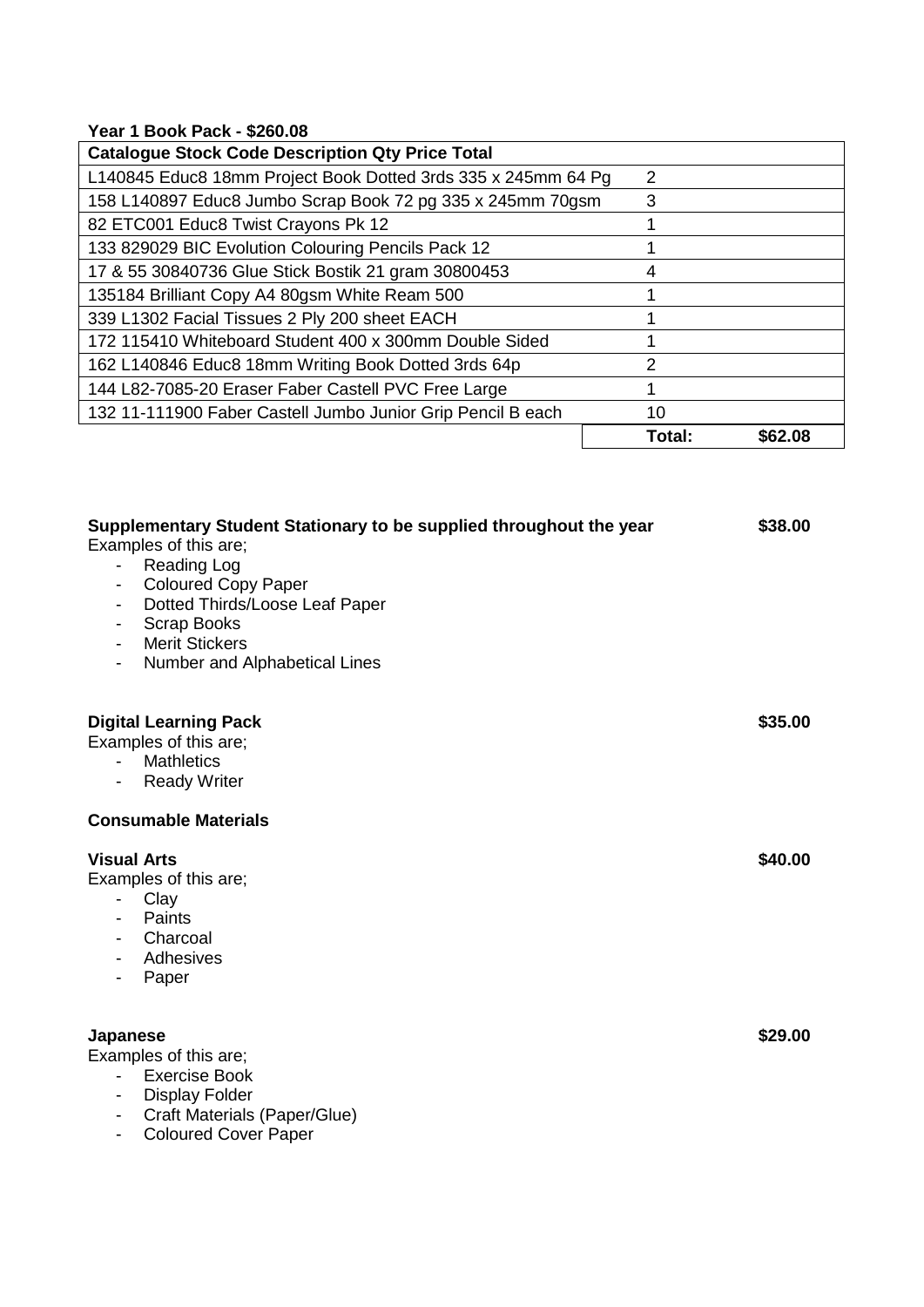**Year 1 Book Pack - $260.08**

| Catalogue Stock Code Description Qty Price Total | | |
|---|---|---|
| L140845 Educ8 18mm Project Book Dotted 3rds 335 x 245mm 64 Pg | 2 | |
| 158 L140897 Educ8 Jumbo Scrap Book 72 pg 335 x 245mm 70gsm | 3 | |
| 82 ETC001 Educ8 Twist Crayons Pk 12 | 1 | |
| 133 829029 BIC Evolution Colouring Pencils Pack 12 | 1 | |
| 17 & 55 30840736 Glue Stick Bostik 21 gram 30800453 | 4 | |
| 135184 Brilliant Copy A4 80gsm White Ream 500 | 1 | |
| 339 L1302 Facial Tissues 2 Ply 200 sheet EACH | 1 | |
| 172 115410 Whiteboard Student 400 x 300mm Double Sided | 1 | |
| 162 L140846 Educ8 18mm Writing Book Dotted 3rds 64p | 2 | |
| 144 L82-7085-20 Eraser Faber Castell PVC Free Large | 1 | |
| 132 11-111900 Faber Castell Jumbo Junior Grip Pencil B each | 10 | |
| | **Total:** | **$62.08** |

**Supplementary Student Stationary to be supplied throughout the year** **$38.00**

Examples of this are;

- Reading Log
- Coloured Copy Paper
- Dotted Thirds/Loose Leaf Paper
- Scrap Books
- Merit Stickers
- Number and Alphabetical Lines

**Digital Learning Pack** **$35.00**

Examples of this are;

- Mathletics
- Ready Writer

**Consumable Materials**

**Visual Arts** **$40.00**

Examples of this are;

- Clay
- Paints
- Charcoal
- Adhesives
- Paper

**Japanese** **$29.00**

Examples of this are;

- Exercise Book
- Display Folder
- Craft Materials (Paper/Glue)
- Coloured Cover Paper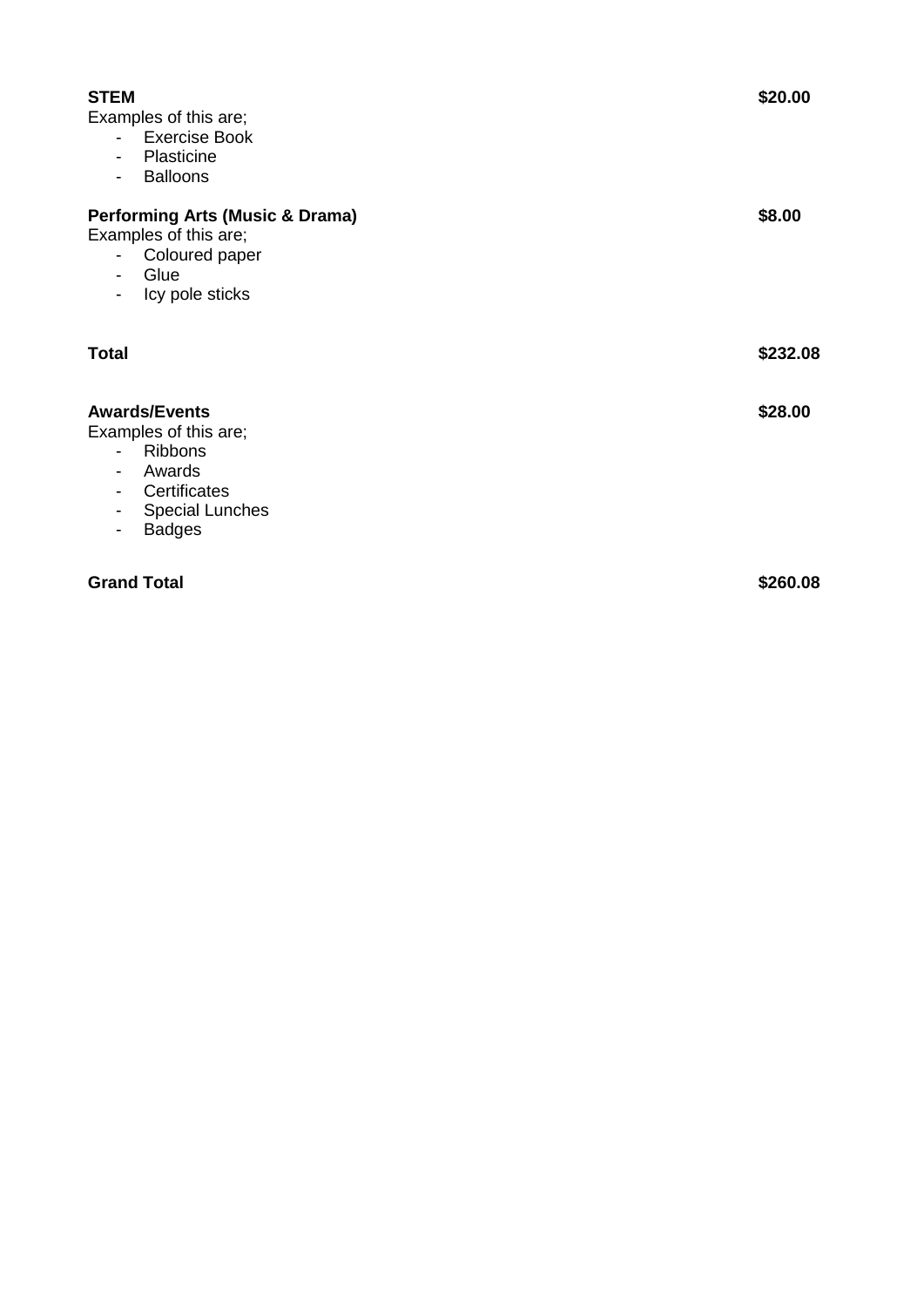**STEM** **$20.00**

Examples of this are;

- Exercise Book
- Plasticine
- Balloons

**Performing Arts (Music & Drama)** **$8.00**

Examples of this are;

- Coloured paper
- Glue
- Icy pole sticks

**Total** **$232.08**

**Awards/Events** **$28.00**

Examples of this are;

- Ribbons
- Awards
- Certificates
- Special Lunches
- Badges

**Grand Total** **$260.08**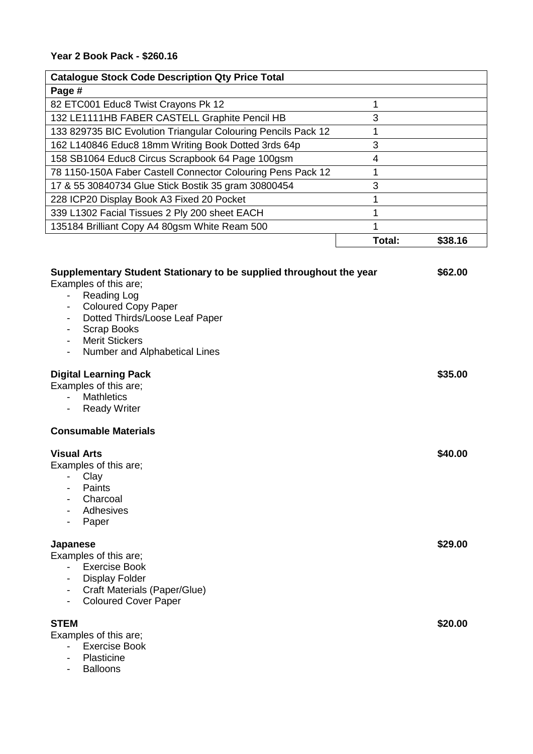**Year 2 Book Pack - $260.16**

| Catalogue Stock Code Description Qty Price Total | | |
|---|---|---|
| Page # | | |
| 82 ETC001 Educ8 Twist Crayons Pk 12 | 1 | |
| 132 LE1111HB FABER CASTELL Graphite Pencil HB | 3 | |
| 133 829735 BIC Evolution Triangular Colouring Pencils Pack 12 | 1 | |
| 162 L140846 Educ8 18mm Writing Book Dotted 3rds 64p | 3 | |
| 158 SB1064 Educ8 Circus Scrapbook 64 Page 100gsm | 4 | |
| 78 1150-150A Faber Castell Connector Colouring Pens Pack 12 | 1 | |
| 17 & 55 30840734 Glue Stick Bostik 35 gram 30800454 | 3 | |
| 228 ICP20 Display Book A3 Fixed 20 Pocket | 1 | |
| 339 L1302 Facial Tissues 2 Ply 200 sheet EACH | 1 | |
| 135184 Brilliant Copy A4 80gsm White Ream 500 | 1 | |
| | **Total:** | **$38.16** |

**Supplementary Student Stationary to be supplied throughout the year** **$62.00**

Examples of this are;

- Reading Log
- Coloured Copy Paper
- Dotted Thirds/Loose Leaf Paper
- Scrap Books
- Merit Stickers
- Number and Alphabetical Lines

**Digital Learning Pack** **$35.00**

Examples of this are;

- Mathletics
- Ready Writer

**Consumable Materials**

**Visual Arts** **$40.00**

Examples of this are;

- Clay
- Paints
- Charcoal
- Adhesives
- Paper

**Japanese** **$29.00**

Examples of this are;

- Exercise Book
- Display Folder
- Craft Materials (Paper/Glue)
- Coloured Cover Paper

**STEM** **$20.00**

Examples of this are;

- Exercise Book
- Plasticine
- Balloons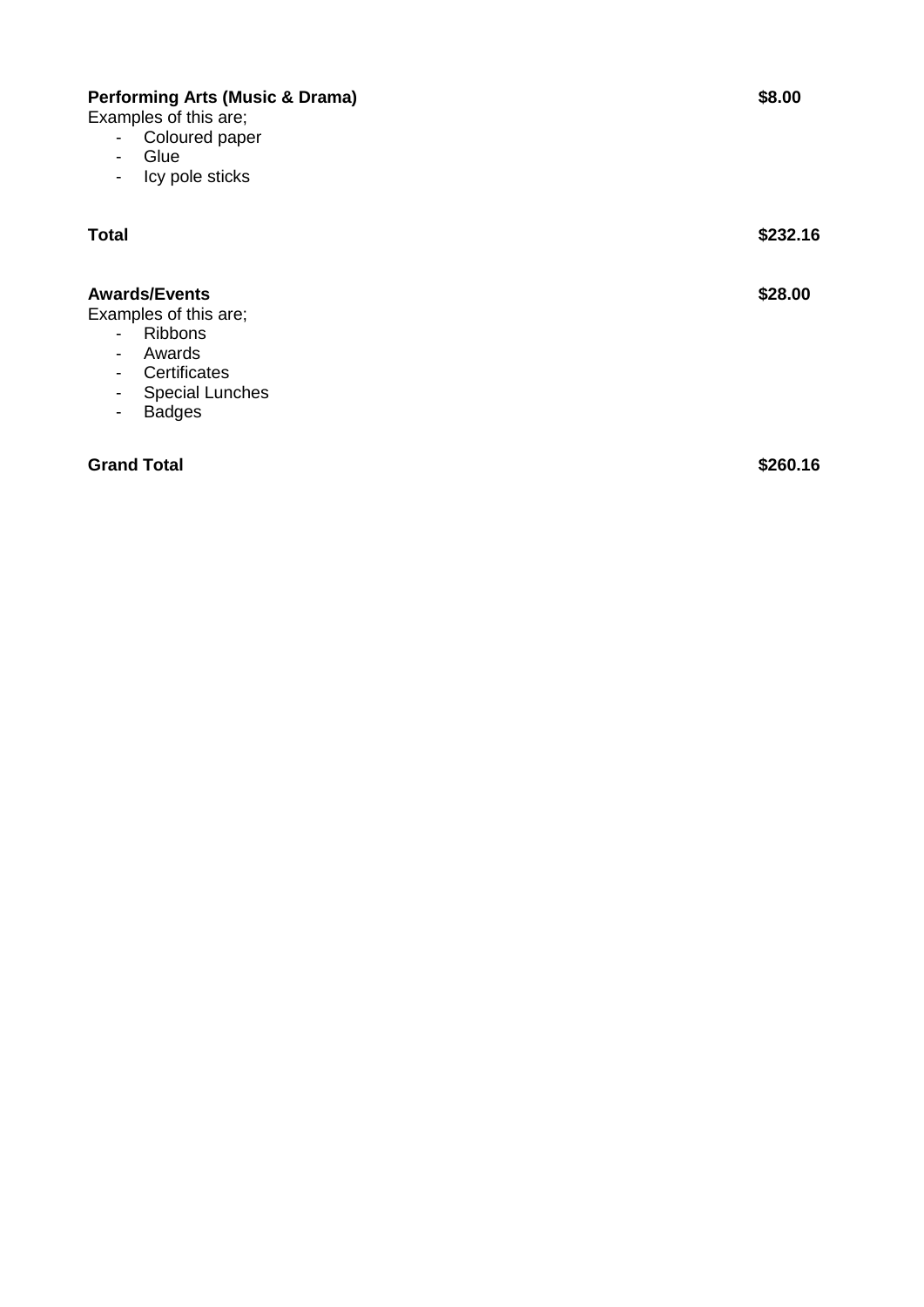**Performing Arts (Music & Drama)** **$8.00**

Examples of this are;

- Coloured paper
- Glue
- Icy pole sticks

**Total** **$232.16**

**Awards/Events** **$28.00**

Examples of this are;

- Ribbons
- Awards
- Certificates
- Special Lunches
- Badges

**Grand Total** **$260.16**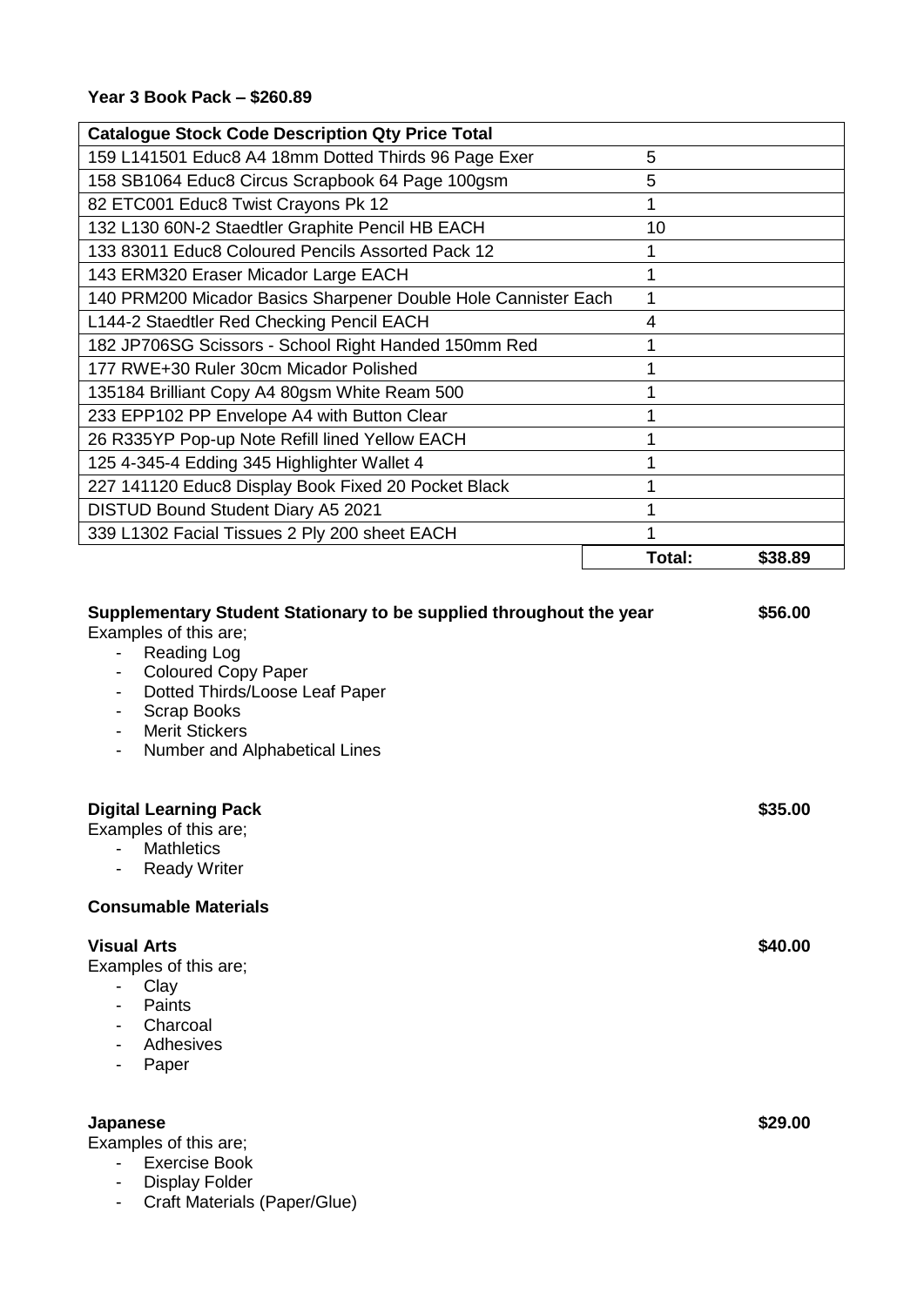**Year 3 Book Pack – $260.89**

| Catalogue Stock Code Description Qty Price Total | | |
|---|---|---|
| 159 L141501 Educ8 A4 18mm Dotted Thirds 96 Page Exer | 5 | |
| 158 SB1064 Educ8 Circus Scrapbook 64 Page 100gsm | 5 | |
| 82 ETC001 Educ8 Twist Crayons Pk 12 | 1 | |
| 132 L130 60N-2 Staedtler Graphite Pencil HB EACH | 10 | |
| 133 83011 Educ8 Coloured Pencils Assorted Pack 12 | 1 | |
| 143 ERM320 Eraser Micador Large EACH | 1 | |
| 140 PRM200 Micador Basics Sharpener Double Hole Cannister Each | 1 | |
| L144-2 Staedtler Red Checking Pencil EACH | 4 | |
| 182 JP706SG Scissors - School Right Handed 150mm Red | 1 | |
| 177 RWE+30 Ruler 30cm Micador Polished | 1 | |
| 135184 Brilliant Copy A4 80gsm White Ream 500 | 1 | |
| 233 EPP102 PP Envelope A4 with Button Clear | 1 | |
| 26 R335YP Pop-up Note Refill lined Yellow EACH | 1 | |
| 125 4-345-4 Edding 345 Highlighter Wallet 4 | 1 | |
| 227 141120 Educ8 Display Book Fixed 20 Pocket Black | 1 | |
| DISTUD Bound Student Diary A5 2021 | 1 | |
| 339 L1302 Facial Tissues 2 Ply 200 sheet EACH | 1 | |
| | **Total:** | **$38.89** |

**Supplementary Student Stationary to be supplied throughout the year** **$56.00**

Examples of this are;

- Reading Log
- Coloured Copy Paper
- Dotted Thirds/Loose Leaf Paper
- Scrap Books
- Merit Stickers
- Number and Alphabetical Lines

**Digital Learning Pack** **$35.00**

Examples of this are;

- Mathletics
- Ready Writer

**Consumable Materials**

**Visual Arts** **$40.00**

Examples of this are;

- Clay
- Paints
- Charcoal
- Adhesives
- Paper

**Japanese** **$29.00**

Examples of this are;

- Exercise Book
- Display Folder
- Craft Materials (Paper/Glue)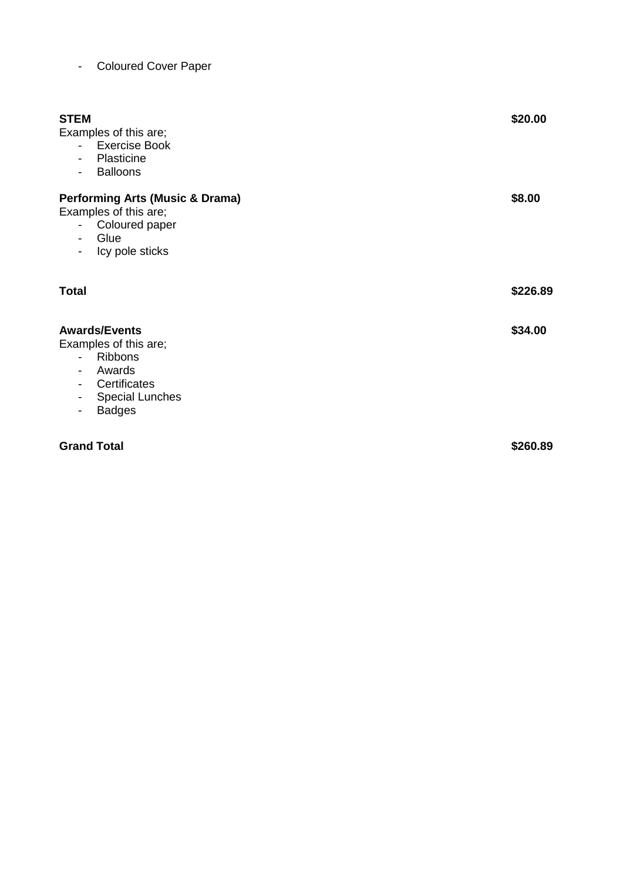- Coloured Cover Paper

**STEM** **$20.00**

Examples of this are;

- Exercise Book
- Plasticine
- Balloons

**Performing Arts (Music & Drama)** **$8.00**

Examples of this are;

- Coloured paper
- Glue
- Icy pole sticks

**Total** **$226.89**

**Awards/Events** **$34.00**

Examples of this are;

- Ribbons
- Awards
- Certificates
- Special Lunches
- Badges

**Grand Total** **$260.89**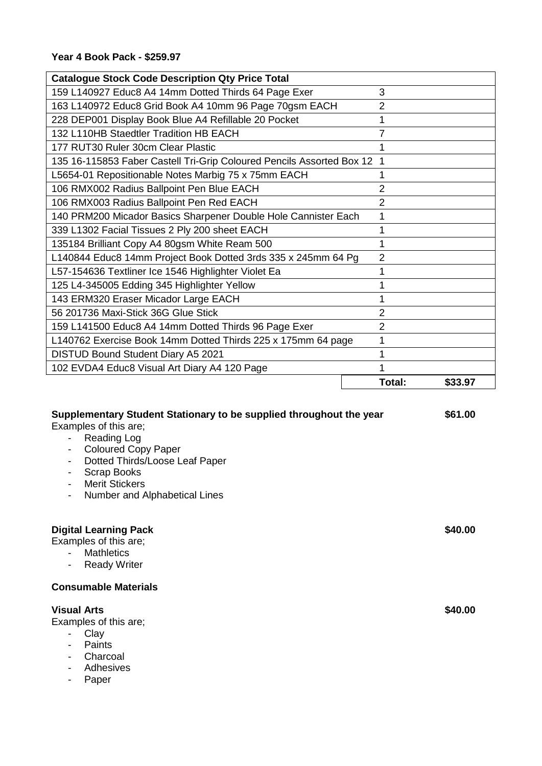**Year 4 Book Pack - $259.97**

| Catalogue Stock Code Description Qty Price Total | | |
|---|---|---|
| 159 L140927 Educ8 A4 14mm Dotted Thirds 64 Page Exer | 3 | |
| 163 L140972 Educ8 Grid Book A4 10mm 96 Page 70gsm EACH | 2 | |
| 228 DEP001 Display Book Blue A4 Refillable 20 Pocket | 1 | |
| 132 L110HB Staedtler Tradition HB EACH | 7 | |
| 177 RUT30 Ruler 30cm Clear Plastic | 1 | |
| 135 16-115853 Faber Castell Tri-Grip Coloured Pencils Assorted Box 12 | 1 | |
| L5654-01 Repositionable Notes Marbig 75 x 75mm EACH | 1 | |
| 106 RMX002 Radius Ballpoint Pen Blue EACH | 2 | |
| 106 RMX003 Radius Ballpoint Pen Red EACH | 2 | |
| 140 PRM200 Micador Basics Sharpener Double Hole Cannister Each | 1 | |
| 339 L1302 Facial Tissues 2 Ply 200 sheet EACH | 1 | |
| 135184 Brilliant Copy A4 80gsm White Ream 500 | 1 | |
| L140844 Educ8 14mm Project Book Dotted 3rds 335 x 245mm 64 Pg | 2 | |
| L57-154636 Textliner Ice 1546 Highlighter Violet Ea | 1 | |
| 125 L4-345005 Edding 345 Highlighter Yellow | 1 | |
| 143 ERM320 Eraser Micador Large EACH | 1 | |
| 56 201736 Maxi-Stick 36G Glue Stick | 2 | |
| 159 L141500 Educ8 A4 14mm Dotted Thirds 96 Page Exer | 2 | |
| L140762 Exercise Book 14mm Dotted Thirds 225 x 175mm 64 page | 1 | |
| DISTUD Bound Student Diary A5 2021 | 1 | |
| 102 EVDA4 Educ8 Visual Art Diary A4 120 Page | 1 | |
| | **Total:** | **$33.97** |

**Supplementary Student Stationary to be supplied throughout the year** **$61.00**

Examples of this are;

- Reading Log
- Coloured Copy Paper
- Dotted Thirds/Loose Leaf Paper
- Scrap Books
- Merit Stickers
- Number and Alphabetical Lines

**Digital Learning Pack** **$40.00**

Examples of this are;

- Mathletics
- Ready Writer

**Consumable Materials**

**Visual Arts** **$40.00**

Examples of this are;

- Clay
- Paints
- Charcoal
- Adhesives
- Paper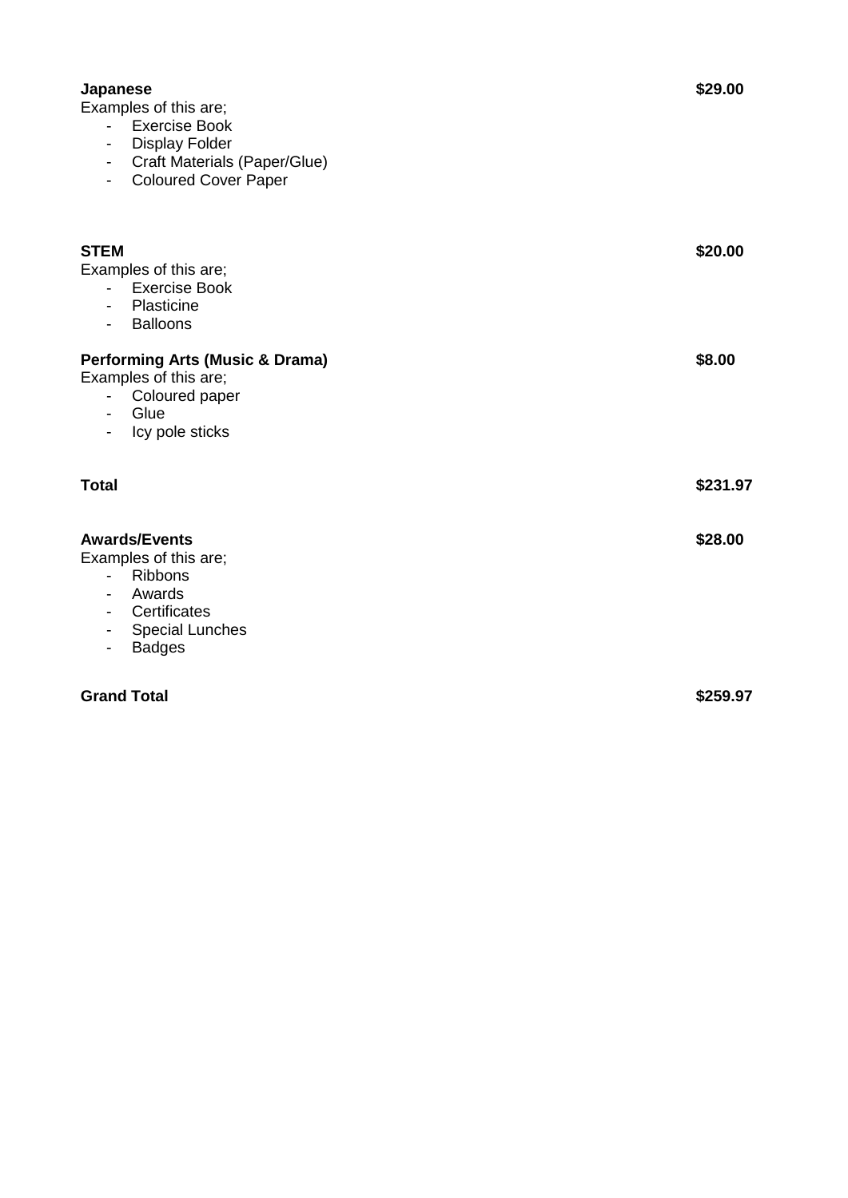**Japanese** **$29.00**

Examples of this are;

- Exercise Book
- Display Folder
- Craft Materials (Paper/Glue)
- Coloured Cover Paper

**STEM** **$20.00**

Examples of this are;

- Exercise Book
- Plasticine
- Balloons

**Performing Arts (Music & Drama)** **$8.00**

Examples of this are;

- Coloured paper
- Glue
- Icy pole sticks

**Total** **$231.97**

**Awards/Events** **$28.00**

Examples of this are;

- Ribbons
- Awards
- Certificates
- Special Lunches
- Badges

**Grand Total** **$259.97**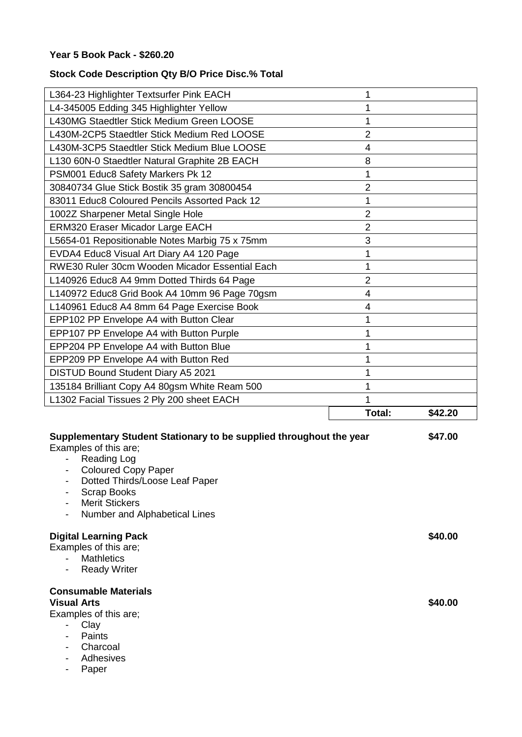**Year 5 Book Pack - $260.20**

**Stock Code Description Qty B/O Price Disc.% Total**

| Description | Qty | |
|---|---|---|
| L364-23 Highlighter Textsurfer Pink EACH | 1 | |
| L4-345005 Edding 345 Highlighter Yellow | 1 | |
| L430MG Staedtler Stick Medium Green LOOSE | 1 | |
| L430M-2CP5 Staedtler Stick Medium Red LOOSE | 2 | |
| L430M-3CP5 Staedtler Stick Medium Blue LOOSE | 4 | |
| L130 60N-0 Staedtler Natural Graphite 2B EACH | 8 | |
| PSM001 Educ8 Safety Markers Pk 12 | 1 | |
| 30840734 Glue Stick Bostik 35 gram 30800454 | 2 | |
| 83011 Educ8 Coloured Pencils Assorted Pack 12 | 1 | |
| 1002Z Sharpener Metal Single Hole | 2 | |
| ERM320 Eraser Micador Large EACH | 2 | |
| L5654-01 Repositionable Notes Marbig 75 x 75mm | 3 | |
| EVDA4 Educ8 Visual Art Diary A4 120 Page | 1 | |
| RWE30 Ruler 30cm Wooden Micador Essential Each | 1 | |
| L140926 Educ8 A4 9mm Dotted Thirds 64 Page | 2 | |
| L140972 Educ8 Grid Book A4 10mm 96 Page 70gsm | 4 | |
| L140961 Educ8 A4 8mm 64 Page Exercise Book | 4 | |
| EPP102 PP Envelope A4 with Button Clear | 1 | |
| EPP107 PP Envelope A4 with Button Purple | 1 | |
| EPP204 PP Envelope A4 with Button Blue | 1 | |
| EPP209 PP Envelope A4 with Button Red | 1 | |
| DISTUD Bound Student Diary A5 2021 | 1 | |
| 135184 Brilliant Copy A4 80gsm White Ream 500 | 1 | |
| L1302 Facial Tissues 2 Ply 200 sheet EACH | 1 | |
| | **Total:** | **$42.20** |

**Supplementary Student Stationary to be supplied throughout the year** **$47.00**

Examples of this are;

- Reading Log
- Coloured Copy Paper
- Dotted Thirds/Loose Leaf Paper
- Scrap Books
- Merit Stickers
- Number and Alphabetical Lines

**Digital Learning Pack** **$40.00**

Examples of this are;

- Mathletics
- Ready Writer

**Consumable Materials**

**Visual Arts** **$40.00**

Examples of this are;

- Clay
- Paints
- Charcoal
- Adhesives
- Paper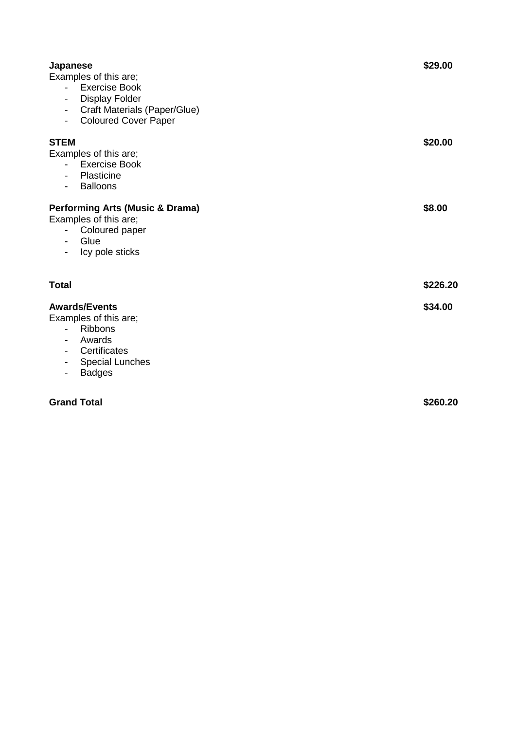**Japanese** **$29.00**

Examples of this are;

- Exercise Book
- Display Folder
- Craft Materials (Paper/Glue)
- Coloured Cover Paper

**STEM** **$20.00**

Examples of this are;

- Exercise Book
- Plasticine
- Balloons

**Performing Arts (Music & Drama)** **$8.00**

Examples of this are;

- Coloured paper
- Glue
- Icy pole sticks

**Total** **$226.20**

**Awards/Events** **$34.00**

Examples of this are;

- Ribbons
- Awards
- Certificates
- Special Lunches
- Badges

**Grand Total** **$260.20**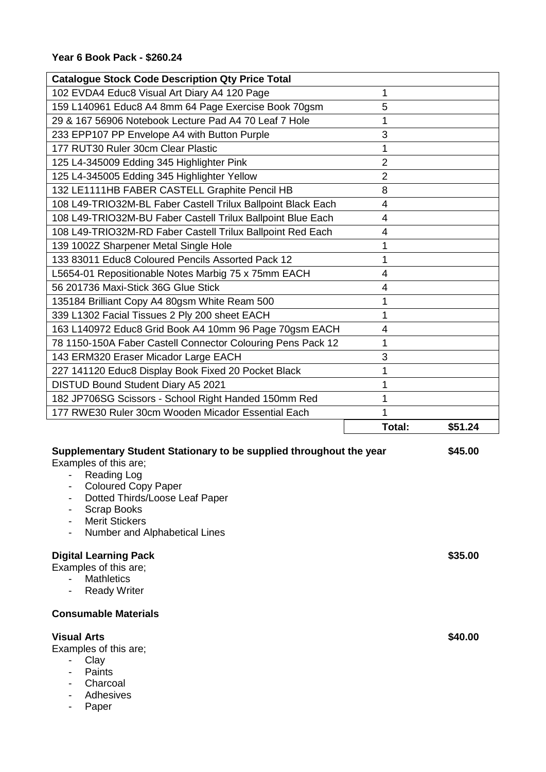**Year 6 Book Pack - $260.24**

| Catalogue Stock Code Description Qty Price Total | | |
|---|---|---|
| 102 EVDA4 Educ8 Visual Art Diary A4 120 Page | 1 | |
| 159 L140961 Educ8 A4 8mm 64 Page Exercise Book 70gsm | 5 | |
| 29 & 167 56906 Notebook Lecture Pad A4 70 Leaf 7 Hole | 1 | |
| 233 EPP107 PP Envelope A4 with Button Purple | 3 | |
| 177 RUT30 Ruler 30cm Clear Plastic | 1 | |
| 125 L4-345009 Edding 345 Highlighter Pink | 2 | |
| 125 L4-345005 Edding 345 Highlighter Yellow | 2 | |
| 132 LE1111HB FABER CASTELL Graphite Pencil HB | 8 | |
| 108 L49-TRIO32M-BL Faber Castell Trilux Ballpoint Black Each | 4 | |
| 108 L49-TRIO32M-BU Faber Castell Trilux Ballpoint Blue Each | 4 | |
| 108 L49-TRIO32M-RD Faber Castell Trilux Ballpoint Red Each | 4 | |
| 139 1002Z Sharpener Metal Single Hole | 1 | |
| 133 83011 Educ8 Coloured Pencils Assorted Pack 12 | 1 | |
| L5654-01 Repositionable Notes Marbig 75 x 75mm EACH | 4 | |
| 56 201736 Maxi-Stick 36G Glue Stick | 4 | |
| 135184 Brilliant Copy A4 80gsm White Ream 500 | 1 | |
| 339 L1302 Facial Tissues 2 Ply 200 sheet EACH | 1 | |
| 163 L140972 Educ8 Grid Book A4 10mm 96 Page 70gsm EACH | 4 | |
| 78 1150-150A Faber Castell Connector Colouring Pens Pack 12 | 1 | |
| 143 ERM320 Eraser Micador Large EACH | 3 | |
| 227 141120 Educ8 Display Book Fixed 20 Pocket Black | 1 | |
| DISTUD Bound Student Diary A5 2021 | 1 | |
| 182 JP706SG Scissors - School Right Handed 150mm Red | 1 | |
| 177 RWE30 Ruler 30cm Wooden Micador Essential Each | 1 | |
| | **Total:** | **$51.24** |

**Supplementary Student Stationary to be supplied throughout the year** **$45.00**

Examples of this are;

- Reading Log
- Coloured Copy Paper
- Dotted Thirds/Loose Leaf Paper
- Scrap Books
- Merit Stickers
- Number and Alphabetical Lines

**Digital Learning Pack** **$35.00**

Examples of this are;

- Mathletics
- Ready Writer

**Consumable Materials**

**Visual Arts** **$40.00**

Examples of this are;

- Clay
- Paints
- Charcoal
- Adhesives
- Paper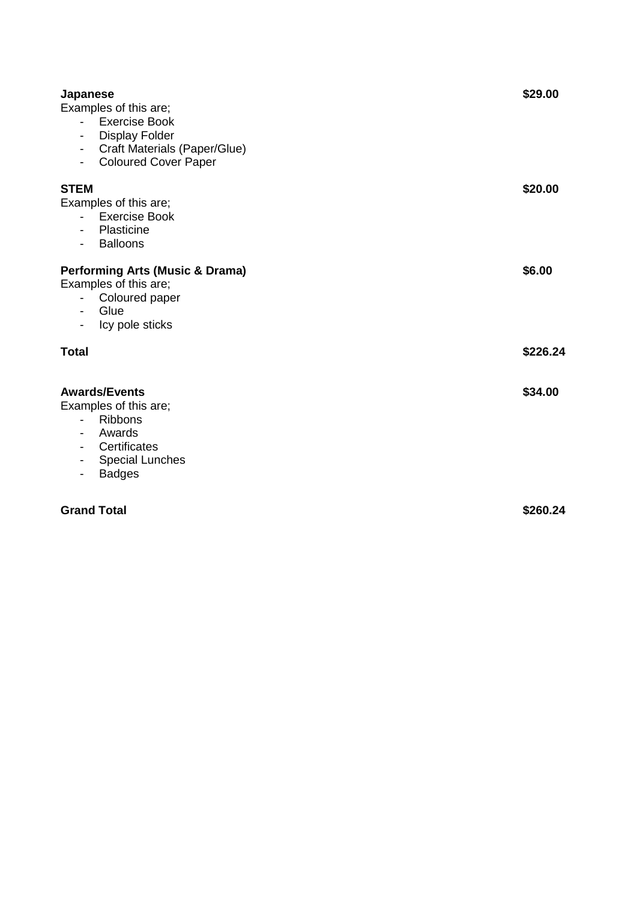**Japanese** **$29.00**

Examples of this are;

- Exercise Book
- Display Folder
- Craft Materials (Paper/Glue)
- Coloured Cover Paper

**STEM** **$20.00**

Examples of this are;

- Exercise Book
- Plasticine
- Balloons

**Performing Arts (Music & Drama)** **$6.00**

Examples of this are;

- Coloured paper
- Glue
- Icy pole sticks

**Total** **$226.24**

**Awards/Events** **$34.00**

Examples of this are;

- Ribbons
- Awards
- Certificates
- Special Lunches
- Badges

**Grand Total** **$260.24**